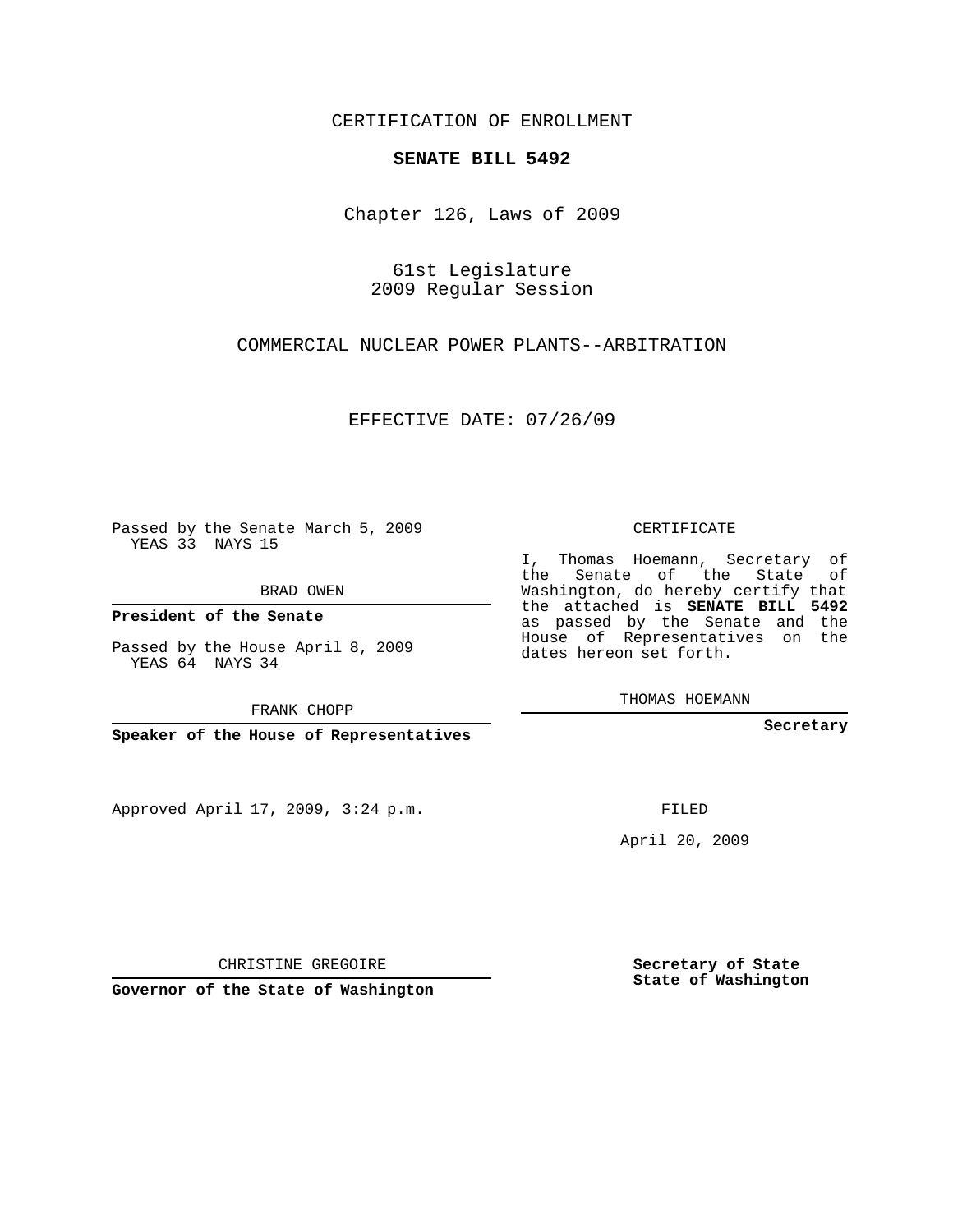CERTIFICATION OF ENROLLMENT

**SENATE BILL 5492**

Chapter 126, Laws of 2009

61st Legislature
2009 Regular Session

COMMERCIAL NUCLEAR POWER PLANTS--ARBITRATION

EFFECTIVE DATE: 07/26/09

Passed by the Senate March 5, 2009
YEAS 33 NAYS 15

BRAD OWEN

**President of the Senate**

Passed by the House April 8, 2009
YEAS 64 NAYS 34

FRANK CHOPP

**Speaker of the House of Representatives**

Approved April 17, 2009, 3:24 p.m.

CHRISTINE GREGOIRE

**Governor of the State of Washington**

CERTIFICATE

I, Thomas Hoemann, Secretary of the Senate of the State of Washington, do hereby certify that the attached is **SENATE BILL 5492** as passed by the Senate and the House of Representatives on the dates hereon set forth.

THOMAS HOEMANN

**Secretary**

FILED

April 20, 2009

**Secretary of State**
**State of Washington**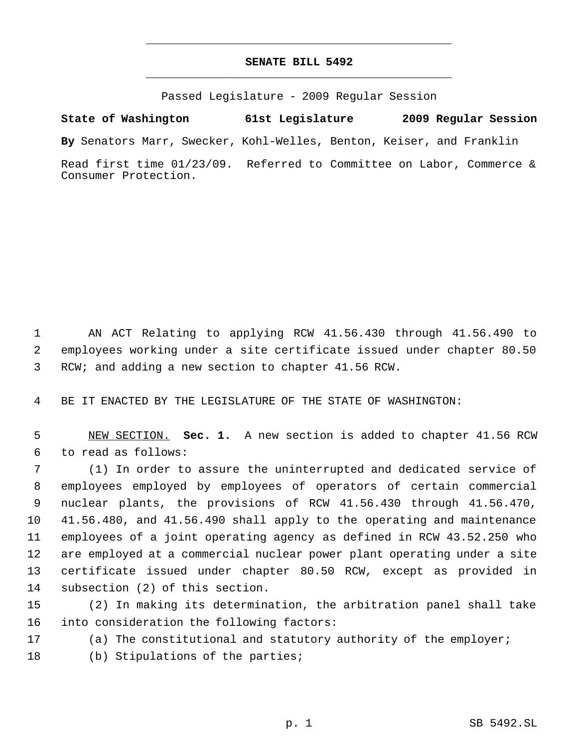# SENATE BILL 5492

Passed Legislature - 2009 Regular Session

**State of Washington 61st Legislature 2009 Regular Session**

**By** Senators Marr, Swecker, Kohl-Welles, Benton, Keiser, and Franklin

Read first time 01/23/09. Referred to Committee on Labor, Commerce & Consumer Protection.

AN ACT Relating to applying RCW 41.56.430 through 41.56.490 to employees working under a site certificate issued under chapter 80.50 RCW; and adding a new section to chapter 41.56 RCW.

BE IT ENACTED BY THE LEGISLATURE OF THE STATE OF WASHINGTON:

NEW SECTION. **Sec. 1.** A new section is added to chapter 41.56 RCW to read as follows:

(1) In order to assure the uninterrupted and dedicated service of employees employed by employees of operators of certain commercial nuclear plants, the provisions of RCW 41.56.430 through 41.56.470, 41.56.480, and 41.56.490 shall apply to the operating and maintenance employees of a joint operating agency as defined in RCW 43.52.250 who are employed at a commercial nuclear power plant operating under a site certificate issued under chapter 80.50 RCW, except as provided in subsection (2) of this section.

(2) In making its determination, the arbitration panel shall take into consideration the following factors:

(a) The constitutional and statutory authority of the employer;

(b) Stipulations of the parties;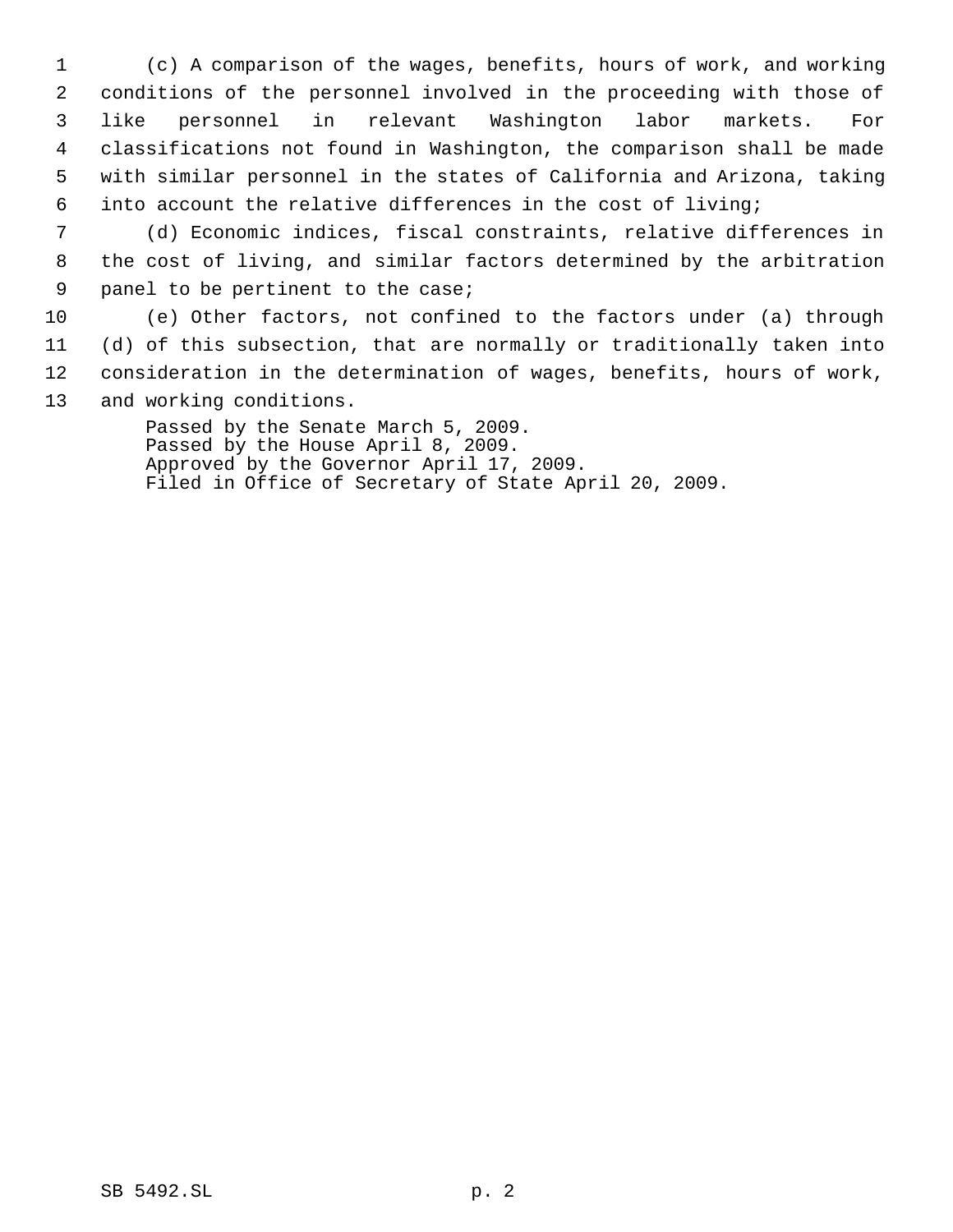(c) A comparison of the wages, benefits, hours of work, and working conditions of the personnel involved in the proceeding with those of like personnel in relevant Washington labor markets. For classifications not found in Washington, the comparison shall be made with similar personnel in the states of California and Arizona, taking into account the relative differences in the cost of living;

(d) Economic indices, fiscal constraints, relative differences in the cost of living, and similar factors determined by the arbitration panel to be pertinent to the case;

(e) Other factors, not confined to the factors under (a) through (d) of this subsection, that are normally or traditionally taken into consideration in the determination of wages, benefits, hours of work, and working conditions.

Passed by the Senate March 5, 2009.
Passed by the House April 8, 2009.
Approved by the Governor April 17, 2009.
Filed in Office of Secretary of State April 20, 2009.